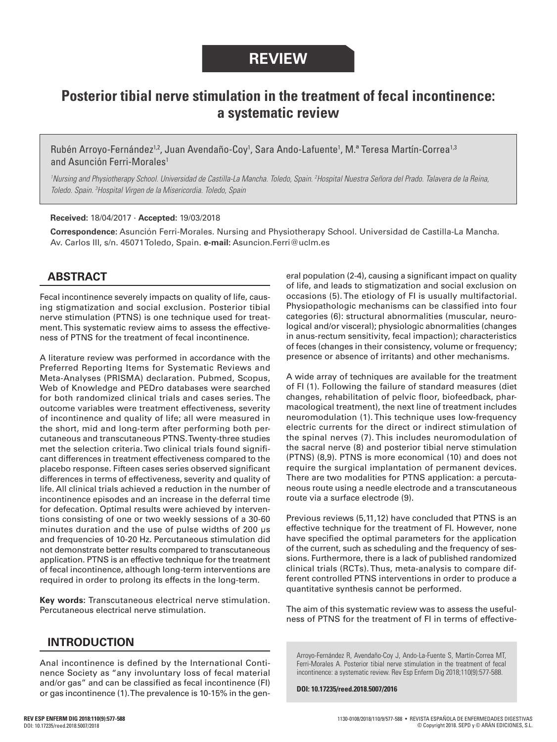**REVIEW**

# Posterior tibial nerve stimulation in the treatment of fecal incontinence: a systematic review

Rubén Arroyo-Fernández[1,2], Juan Avendaño-Coy[1], Sara Ando-Lafuente[1], M.ª Teresa Martín-Correa[1,3] and Asunción Ferri-Morales[1]

*[1]Nursing and Physiotherapy School. Universidad de Castilla-La Mancha. Toledo, Spain. [2]Hospital Nuestra Señora del Prado. Talavera de la Reina, Toledo. Spain. [3]Hospital Virgen de la Misericordia. Toledo, Spain*

**Received:** 18/04/2017 · **Accepted:** 19/03/2018

**Correspondence:** Asunción Ferri-Morales. Nursing and Physiotherapy School. Universidad de Castilla-La Mancha. Av. Carlos III, s/n. 45071 Toledo, Spain. **e-mail:** Asuncion.Ferri@uclm.es

## ABSTRACT

Fecal incontinence severely impacts on quality of life, causing stigmatization and social exclusion. Posterior tibial nerve stimulation (PTNS) is one technique used for treatment. This systematic review aims to assess the effectiveness of PTNS for the treatment of fecal incontinence.

A literature review was performed in accordance with the Preferred Reporting Items for Systematic Reviews and Meta-Analyses (PRISMA) declaration. Pubmed, Scopus, Web of Knowledge and PEDro databases were searched for both randomized clinical trials and cases series. The outcome variables were treatment effectiveness, severity of incontinence and quality of life; all were measured in the short, mid and long-term after performing both percutaneous and transcutaneous PTNS. Twenty-three studies met the selection criteria. Two clinical trials found significant differences in treatment effectiveness compared to the placebo response. Fifteen cases series observed significant differences in terms of effectiveness, severity and quality of life. All clinical trials achieved a reduction in the number of incontinence episodes and an increase in the deferral time for defecation. Optimal results were achieved by interventions consisting of one or two weekly sessions of a 30-60 minutes duration and the use of pulse widths of 200 µs and frequencies of 10-20 Hz. Percutaneous stimulation did not demonstrate better results compared to transcutaneous application. PTNS is an effective technique for the treatment of fecal incontinence, although long-term interventions are required in order to prolong its effects in the long-term.

**Key words:** Transcutaneous electrical nerve stimulation. Percutaneous electrical nerve stimulation.

## INTRODUCTION

Anal incontinence is defined by the International Continence Society as "any involuntary loss of fecal material and/or gas" and can be classified as fecal incontinence (FI) or gas incontinence (1). The prevalence is 10-15% in the general population (2-4), causing a significant impact on quality of life, and leads to stigmatization and social exclusion on occasions (5). The etiology of FI is usually multifactorial. Physiopathologic mechanisms can be classified into four categories (6): structural abnormalities (muscular, neurological and/or visceral); physiologic abnormalities (changes in anus-rectum sensitivity, fecal impaction); characteristics of feces (changes in their consistency, volume or frequency; presence or absence of irritants) and other mechanisms.

A wide array of techniques are available for the treatment of FI (1). Following the failure of standard measures (diet changes, rehabilitation of pelvic floor, biofeedback, pharmacological treatment), the next line of treatment includes neuromodulation (1). This technique uses low-frequency electric currents for the direct or indirect stimulation of the spinal nerves (7). This includes neuromodulation of the sacral nerve (8) and posterior tibial nerve stimulation (PTNS) (8,9). PTNS is more economical (10) and does not require the surgical implantation of permanent devices. There are two modalities for PTNS application: a percutaneous route using a needle electrode and a transcutaneous route via a surface electrode (9).

Previous reviews (5,11,12) have concluded that PTNS is an effective technique for the treatment of FI. However, none have specified the optimal parameters for the application of the current, such as scheduling and the frequency of sessions. Furthermore, there is a lack of published randomized clinical trials (RCTs). Thus, meta-analysis to compare different controlled PTNS interventions in order to produce a quantitative synthesis cannot be performed.

The aim of this systematic review was to assess the usefulness of PTNS for the treatment of FI in terms of effective-

Arroyo-Fernández R, Avendaño-Coy J, Ando-La-Fuente S, Martín-Correa MT, Ferri-Morales A. Posterior tibial nerve stimulation in the treatment of fecal incontinence: a systematic review. Rev Esp Enferm Dig 2018;110(9):577-588.

**DOI: 10.17235/reed.2018.5007/2016**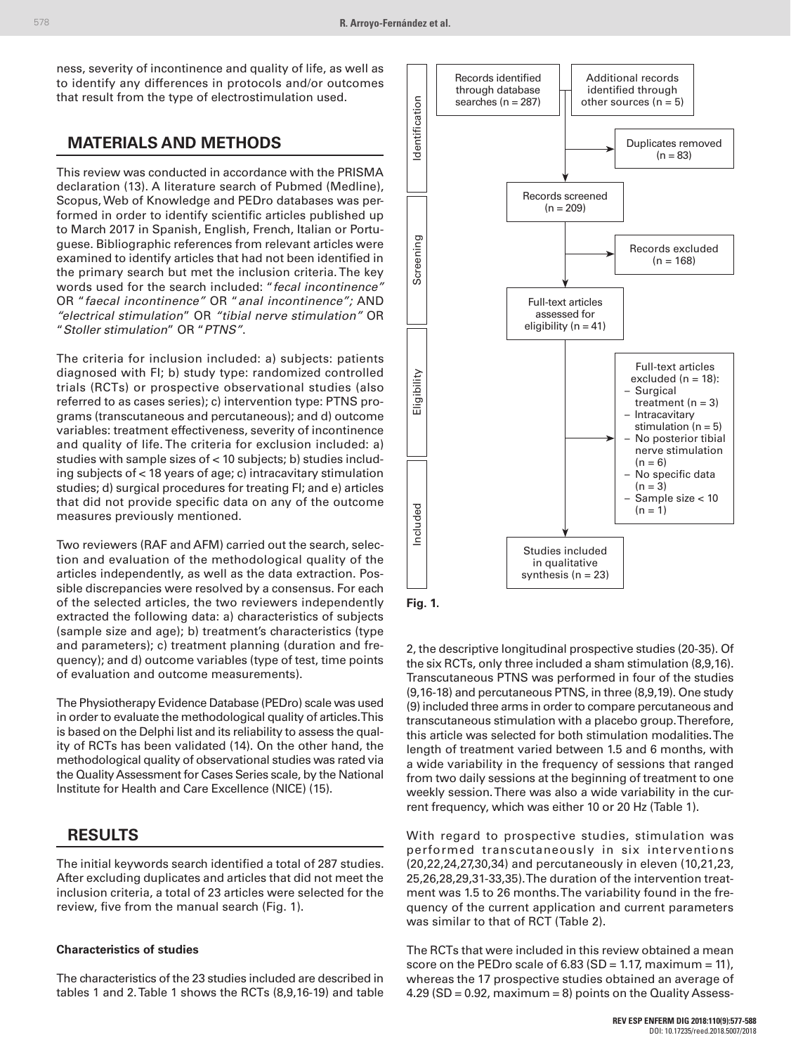ness, severity of incontinence and quality of life, as well as to identify any differences in protocols and/or outcomes that result from the type of electrostimulation used.

## MATERIALS AND METHODS

This review was conducted in accordance with the PRISMA declaration (13). A literature search of Pubmed (Medline), Scopus, Web of Knowledge and PEDro databases was performed in order to identify scientific articles published up to March 2017 in Spanish, English, French, Italian or Portuguese. Bibliographic references from relevant articles were examined to identify articles that had not been identified in the primary search but met the inclusion criteria. The key words used for the search included: "*fecal incontinence*" OR "*faecal incontinence*" OR "*anal incontinence*"; AND "*electrical stimulation*" OR "*tibial nerve stimulation*" OR "*Stoller stimulation*" OR "*PTNS*".

The criteria for inclusion included: a) subjects: patients diagnosed with FI; b) study type: randomized controlled trials (RCTs) or prospective observational studies (also referred to as cases series); c) intervention type: PTNS programs (transcutaneous and percutaneous); and d) outcome variables: treatment effectiveness, severity of incontinence and quality of life. The criteria for exclusion included: a) studies with sample sizes of < 10 subjects; b) studies including subjects of < 18 years of age; c) intracavitary stimulation studies; d) surgical procedures for treating FI; and e) articles that did not provide specific data on any of the outcome measures previously mentioned.

Two reviewers (RAF and AFM) carried out the search, selection and evaluation of the methodological quality of the articles independently, as well as the data extraction. Possible discrepancies were resolved by a consensus. For each of the selected articles, the two reviewers independently extracted the following data: a) characteristics of subjects (sample size and age); b) treatment's characteristics (type and parameters); c) treatment planning (duration and frequency); and d) outcome variables (type of test, time points of evaluation and outcome measurements).

The Physiotherapy Evidence Database (PEDro) scale was used in order to evaluate the methodological quality of articles. This is based on the Delphi list and its reliability to assess the quality of RCTs has been validated (14). On the other hand, the methodological quality of observational studies was rated via the Quality Assessment for Cases Series scale, by the National Institute for Health and Care Excellence (NICE) (15).

## RESULTS

The initial keywords search identified a total of 287 studies. After excluding duplicates and articles that did not meet the inclusion criteria, a total of 23 articles were selected for the review, five from the manual search (Fig. 1).

### Characteristics of studies

The characteristics of the 23 studies included are described in tables 1 and 2. Table 1 shows the RCTs (8,9,16-19) and table

Identification
Records identified through database searches (n = 287)
Additional records identified through other sources (n = 5)
Duplicates removed (n = 83)
Screening
Records screened (n = 209)
Records excluded (n = 168)
Eligibility
Full-text articles assessed for eligibility (n = 41)
Full-text articles excluded (n = 18):
– Surgical treatment (n = 3)
– Intracavitary stimulation (n = 5)
– No posterior tibial nerve stimulation (n = 6)
– No specific data (n = 3)
– Sample size < 10 (n = 1)
Included
Studies included in qualitative synthesis (n = 23)

**Fig. 1.**

2, the descriptive longitudinal prospective studies (20-35). Of the six RCTs, only three included a sham stimulation (8,9,16). Transcutaneous PTNS was performed in four of the studies (9,16-18) and percutaneous PTNS, in three (8,9,19). One study (9) included three arms in order to compare percutaneous and transcutaneous stimulation with a placebo group. Therefore, this article was selected for both stimulation modalities. The length of treatment varied between 1.5 and 6 months, with a wide variability in the frequency of sessions that ranged from two daily sessions at the beginning of treatment to one weekly session. There was also a wide variability in the current frequency, which was either 10 or 20 Hz (Table 1).

With regard to prospective studies, stimulation was performed transcutaneously in six interventions (20,22,24,27,30,34) and percutaneously in eleven (10,21,23,25,26,28,29,31-33,35). The duration of the intervention treatment was 1.5 to 26 months. The variability found in the frequency of the current application and current parameters was similar to that of RCT (Table 2).

The RCTs that were included in this review obtained a mean score on the PEDro scale of 6.83 (SD = 1.17, maximum = 11), whereas the 17 prospective studies obtained an average of 4.29 (SD = 0.92, maximum = 8) points on the Quality Assess-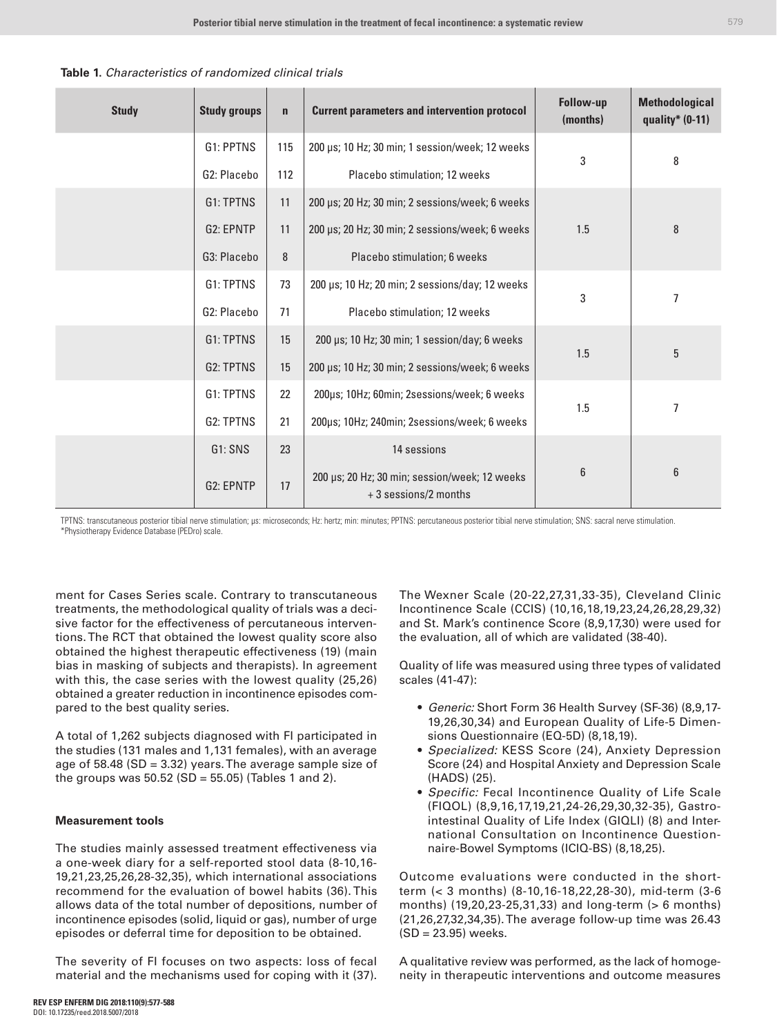**Table 1.** *Characteristics of randomized clinical trials*

| Study | Study groups | n | Current parameters and intervention protocol | Follow-up (months) | Methodological quality* (0-11) |
|---|---|---|---|---|---|
| | G1: PPTNS | 115 | 200 μs; 10 Hz; 30 min; 1 session/week; 12 weeks | 3 | 8 |
| | G2: Placebo | 112 | Placebo stimulation; 12 weeks | | |
| | G1: TPTNS | 11 | 200 μs; 20 Hz; 30 min; 2 sessions/week; 6 weeks | 1.5 | 8 |
| | G2: EPNTP | 11 | 200 μs; 20 Hz; 30 min; 2 sessions/week; 6 weeks | | |
| | G3: Placebo | 8 | Placebo stimulation; 6 weeks | | |
| | G1: TPTNS | 73 | 200 μs; 10 Hz; 20 min; 2 sessions/day; 12 weeks | 3 | 7 |
| | G2: Placebo | 71 | Placebo stimulation; 12 weeks | | |
| | G1: TPTNS | 15 | 200 μs; 10 Hz; 30 min; 1 session/day; 6 weeks | 1.5 | 5 |
| | G2: TPTNS | 15 | 200 μs; 10 Hz; 30 min; 2 sessions/week; 6 weeks | | |
| | G1: TPTNS | 22 | 200μs; 10Hz; 60min; 2sessions/week; 6 weeks | 1.5 | 7 |
| | G2: TPTNS | 21 | 200μs; 10Hz; 240min; 2sessions/week; 6 weeks | | |
| | G1: SNS | 23 | 14 sessions | 6 | 6 |
| | G2: EPNTP | 17 | 200 μs; 20 Hz; 30 min; session/week; 12 weeks + 3 sessions/2 months | | |

TPTNS: transcutaneous posterior tibial nerve stimulation; μs: microseconds; Hz: hertz; min: minutes; PPTNS: percutaneous posterior tibial nerve stimulation; SNS: sacral nerve stimulation.
*Physiotherapy Evidence Database (PEDro) scale.

ment for Cases Series scale. Contrary to transcutaneous treatments, the methodological quality of trials was a decisive factor for the effectiveness of percutaneous interventions. The RCT that obtained the lowest quality score also obtained the highest therapeutic effectiveness (19) (main bias in masking of subjects and therapists). In agreement with this, the case series with the lowest quality (25,26) obtained a greater reduction in incontinence episodes compared to the best quality series.

A total of 1,262 subjects diagnosed with FI participated in the studies (131 males and 1,131 females), with an average age of 58.48 (SD = 3.32) years. The average sample size of the groups was 50.52 (SD = 55.05) (Tables 1 and 2).

### Measurement tools

The studies mainly assessed treatment effectiveness via a one-week diary for a self-reported stool data (8-10,16-19,21,23,25,26,28-32,35), which international associations recommend for the evaluation of bowel habits (36). This allows data of the total number of depositions, number of incontinence episodes (solid, liquid or gas), number of urge episodes or deferral time for deposition to be obtained.

The severity of FI focuses on two aspects: loss of fecal material and the mechanisms used for coping with it (37). The Wexner Scale (20-22,27,31,33-35), Cleveland Clinic Incontinence Scale (CCIS) (10,16,18,19,23,24,26,28,29,32) and St. Mark's continence Score (8,9,17,30) were used for the evaluation, all of which are validated (38-40).

Quality of life was measured using three types of validated scales (41-47):

- *Generic:* Short Form 36 Health Survey (SF-36) (8,9,17-19,26,30,34) and European Quality of Life-5 Dimensions Questionnaire (EQ-5D) (8,18,19).
- *Specialized:* KESS Score (24), Anxiety Depression Score (24) and Hospital Anxiety and Depression Scale (HADS) (25).
- *Specific:* Fecal Incontinence Quality of Life Scale (FIQOL) (8,9,16,17,19,21,24-26,29,30,32-35), Gastrointestinal Quality of Life Index (GIQLI) (8) and International Consultation on Incontinence Questionnaire-Bowel Symptoms (ICIQ-BS) (8,18,25).

Outcome evaluations were conducted in the short-term (< 3 months) (8-10,16-18,22,28-30), mid-term (3-6 months) (19,20,23-25,31,33) and long-term (> 6 months) (21,26,27,32,34,35). The average follow-up time was 26.43 (SD = 23.95) weeks.

A qualitative review was performed, as the lack of homogeneity in therapeutic interventions and outcome measures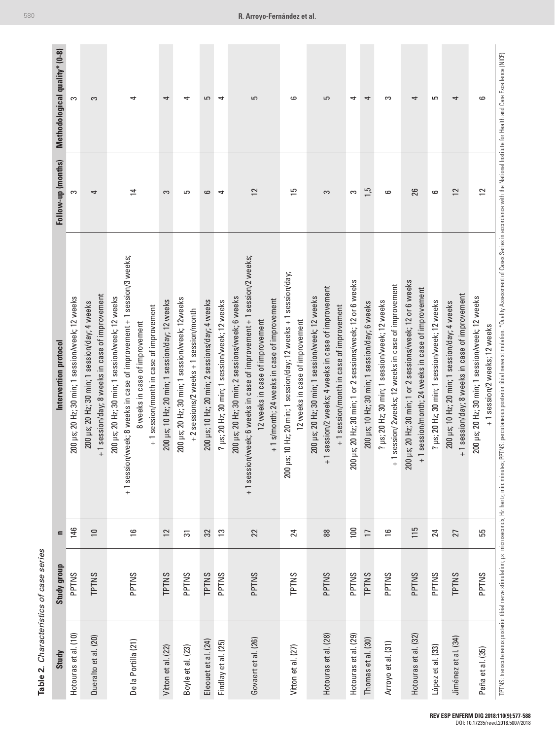**Table 2.** *Characteristics of case series*

| Study | Study group | n | Intervention protocol | Follow-up (months) | Methodological quality* (0-8) |
|---|---|---|---|---|---|
| Hotouras et al. (10) | PPTNS | 146 | 200 µs; 20 Hz; 30 min; 1 session/week; 12 weeks | 3 | 3 |
| Queralto et al. (20) | TPTNS | 10 | 200 µs; 20 Hz; 30 min; 1 session/day; 4 weeks + 1 session/day; 8 weeks in case of improvement | 4 | 3 |
| De la Portilla (21) | PPTNS | 16 | 200 µs; 20 Hz; 30 min; 1 session/week; 12 weeks + 1 session/week; 8 weeks in case of improvement + 1 session/3 weeks; 8 weeks in case of improvement + 1 session/month in case of improvement | 14 | 4 |
| Vitton et al. (22) | TPTNS | 12 | 200 µs; 10 Hz; 20 min; 1 session/day; 12 weeks | 3 | 4 |
| Boyle et al. (23) | PPTNS | 31 | 200 µs; 20 Hz; 30 min; 1 session/week; 12weeks + 2 sessions/2 weeks + 1 session/month | 5 | 4 |
| Eleouet et al. (24) | TPTNS | 32 | 200 µs; 10 Hz; 20 min; 2 sessions/day; 4 weeks | 6 | 5 |
| Findlay et al. (25) | PPTNS | 13 | ? µs; 20 Hz; 30 min; 1 session/week; 12 weeks | 4 | 4 |
| Govaert et al. (26) | PPTNS | 22 | 200 µs; 20 Hz; 30 min; 2 sessions/week; 6 weeks + 1 session/week; 6 weeks in case of improvement + 1 session/2 weeks; 12 weeks in case of improvement + 1 s/month; 24 weeks in case of improvement | 12 | 5 |
| Vitton et al. (27) | TPTNS | 24 | 200 µs; 10 Hz; 20 min; 1 session/day; 12 weeks + 1 session/day; 12 weeks in case of improvement | 15 | 6 |
| Hotouras et al. (28) | PPTNS | 88 | 200 µs; 20 Hz; 30 min; 1 session/week; 12 weeks + 1 session/2 weeks; 4 weeks in case of improvement + 1 session/month in case of improvement | 3 | 5 |
| Hotouras et al. (29) | PPTNS | 100 | 200 µs; 20 Hz; 30 min; 1 or 2 sessions/week; 12 or 6 weeks | 3 | 4 |
| Thomas et al. (30) | TPTNS | 17 | 200 µs; 10 Hz; 30 min; 1 session/day; 6 weeks | 1,5 | 4 |
| Arroyo et al. (31) | PPTNS | 16 | ? µs; 20 Hz; 30 min; 1 session/week; 12 weeks + 1 session/ 2weeks; 12 weeks in case of improvement | 6 | 3 |
| Hotouras et al. (32) | PPTNS | 115 | 200 µs; 20 Hz; 30 min; 1 or 2 sessions/week; 12 or 6 weeks + 1 session/month; 24 weeks in case of improvement | 26 | 4 |
| López et al. (33) | PPTNS | 24 | ? µs; 20 Hz; 30 min; 1 session/week; 12 weeks | 6 | 5 |
| Jiménez et al. (34) | TPTNS | 27 | 200 µs; 10 Hz; 20 min; 1 session/day; 4 weeks + 1 session/day; 8 weeks in case of improvement | 12 | 4 |
| Peña et al. (35) | PPTNS | 55 | 200 µs; 20 Hz; 30 min; 1 session/week; 12 weeks + 1 session/2 weeks; 12 weeks | 12 | 6 |

TPTNS: transcutaneous posterior tibial nerve stimulation; µs: microseconds; Hz: hertz; min: minutes; PPTNS: percutaneous posterior tibial nerve stimulation. *Quality Assessment of Cases Series in accordance with the National Institute for Health and Care Excellence (NICE).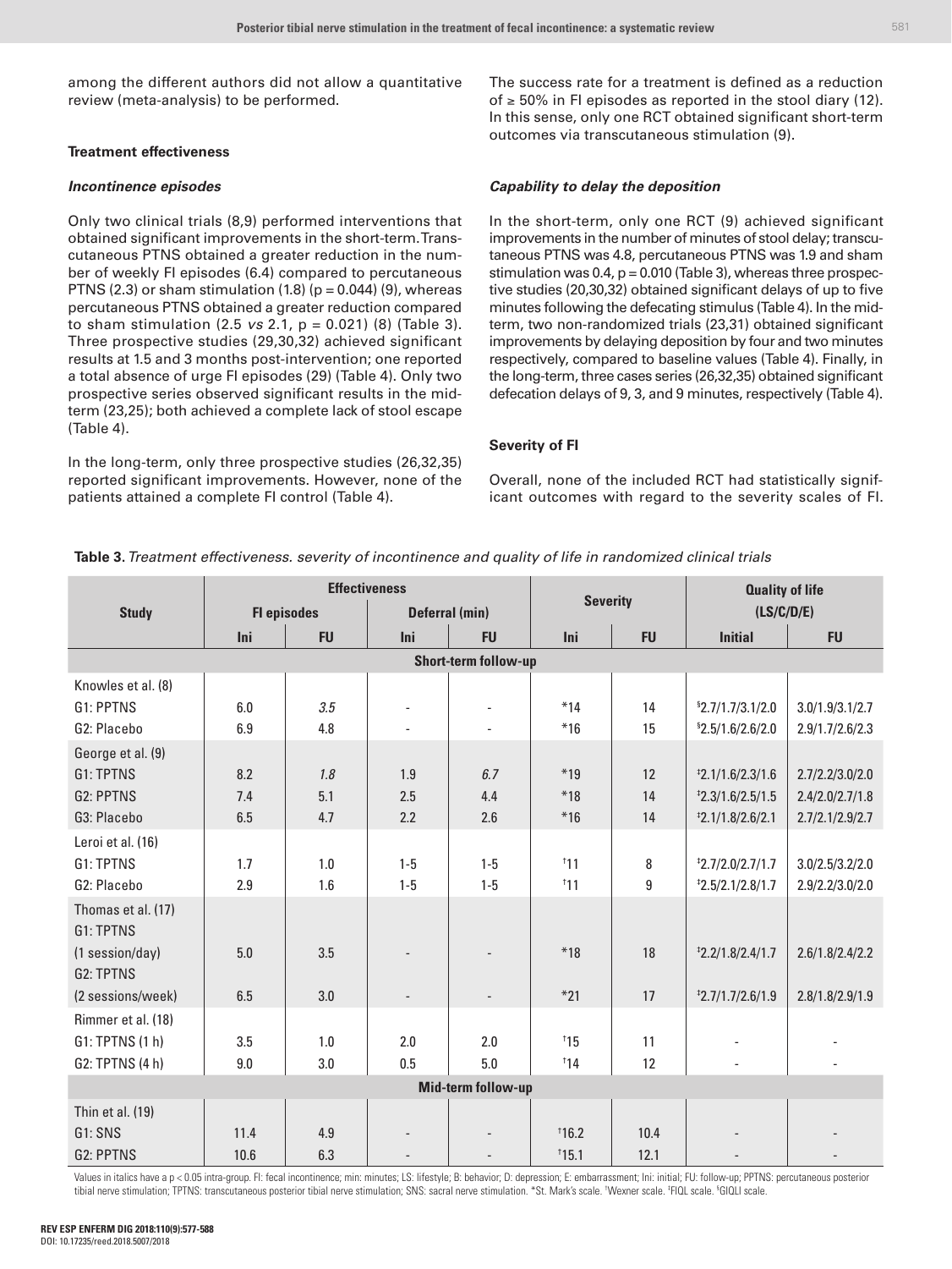among the different authors did not allow a quantitative review (meta-analysis) to be performed.

### Treatment effectiveness

#### *Incontinence episodes*

Only two clinical trials (8,9) performed interventions that obtained significant improvements in the short-term. Transcutaneous PTNS obtained a greater reduction in the number of weekly FI episodes (6.4) compared to percutaneous PTNS (2.3) or sham stimulation (1.8) ($p = 0.044$) (9), whereas percutaneous PTNS obtained a greater reduction compared to sham stimulation (2.5 *vs* 2.1, $p = 0.021$) (8) (Table 3). Three prospective studies (29,30,32) achieved significant results at 1.5 and 3 months post-intervention; one reported a total absence of urge FI episodes (29) (Table 4). Only two prospective series observed significant results in the mid-term (23,25); both achieved a complete lack of stool escape (Table 4).

In the long-term, only three prospective studies (26,32,35) reported significant improvements. However, none of the patients attained a complete FI control (Table 4).

The success rate for a treatment is defined as a reduction of ≥ 50% in FI episodes as reported in the stool diary (12). In this sense, only one RCT obtained significant short-term outcomes via transcutaneous stimulation (9).

#### *Capability to delay the deposition*

In the short-term, only one RCT (9) achieved significant improvements in the number of minutes of stool delay; transcutaneous PTNS was 4.8, percutaneous PTNS was 1.9 and sham stimulation was 0.4, $p = 0.010$ (Table 3), whereas three prospective studies (20,30,32) obtained significant delays of up to five minutes following the defecating stimulus (Table 4). In the mid-term, two non-randomized trials (23,31) obtained significant improvements by delaying deposition by four and two minutes respectively, compared to baseline values (Table 4). Finally, in the long-term, three cases series (26,32,35) obtained significant defecation delays of 9, 3, and 9 minutes, respectively (Table 4).

### Severity of FI

Overall, none of the included RCT had statistically significant outcomes with regard to the severity scales of FI.

**Table 3.** *Treatment effectiveness. severity of incontinence and quality of life in randomized clinical trials*

| Study | Effectiveness | | | | Severity | | Quality of life (LS/C/D/E) | |
|---|---|---|---|---|---|---|---|---|
| | FI episodes | | Deferral (min) | | | | | |
| | Ini | FU | Ini | FU | Ini | FU | Initial | FU |
| **Short-term follow-up** | | | | | | | | |
| Knowles et al. (8) | | | | | | | | |
| G1: PPTNS | 6.0 | *3.5* | - | - | *14 | 14 | §2.7/1.7/3.1/2.0 | 3.0/1.9/3.1/2.7 |
| G2: Placebo | 6.9 | 4.8 | - | - | *16 | 15 | §2.5/1.6/2.6/2.0 | 2.9/1.7/2.6/2.3 |
| George et al. (9) | | | | | | | | |
| G1: TPTNS | 8.2 | *1.8* | 1.9 | *6.7* | *19 | 12 | ‡2.1/1.6/2.3/1.6 | 2.7/2.2/3.0/2.0 |
| G2: PPTNS | 7.4 | 5.1 | 2.5 | 4.4 | *18 | 14 | ‡2.3/1.6/2.5/1.5 | 2.4/2.0/2.7/1.8 |
| G3: Placebo | 6.5 | 4.7 | 2.2 | 2.6 | *16 | 14 | ‡2.1/1.8/2.6/2.1 | 2.7/2.1/2.9/2.7 |
| Leroi et al. (16) | | | | | | | | |
| G1: TPTNS | 1.7 | 1.0 | 1-5 | 1-5 | †11 | 8 | ‡2.7/2.0/2.7/1.7 | 3.0/2.5/3.2/2.0 |
| G2: Placebo | 2.9 | 1.6 | 1-5 | 1-5 | †11 | 9 | ‡2.5/2.1/2.8/1.7 | 2.9/2.2/3.0/2.0 |
| Thomas et al. (17) | | | | | | | | |
| G1: TPTNS (1 session/day) | 5.0 | 3.5 | - | - | *18 | 18 | ‡2.2/1.8/2.4/1.7 | 2.6/1.8/2.4/2.2 |
| G2: TPTNS (2 sessions/week) | 6.5 | 3.0 | - | - | *21 | 17 | ‡2.7/1.7/2.6/1.9 | 2.8/1.8/2.9/1.9 |
| Rimmer et al. (18) | | | | | | | | |
| G1: TPTNS (1 h) | 3.5 | 1.0 | 2.0 | 2.0 | †15 | 11 | - | - |
| G2: TPTNS (4 h) | 9.0 | 3.0 | 0.5 | 5.0 | †14 | 12 | - | - |
| **Mid-term follow-up** | | | | | | | | |
| Thin et al. (19) | | | | | | | | |
| G1: SNS | 11.4 | 4.9 | - | - | †16.2 | 10.4 | - | - |
| G2: PPTNS | 10.6 | 6.3 | - | - | †15.1 | 12.1 | - | - |

Values in italics have a $p < 0.05$ intra-group. FI: fecal incontinence; min: minutes; LS: lifestyle; B: behavior; D: depression; E: embarrassment; Ini: initial; FU: follow-up; PPTNS: percutaneous posterior tibial nerve stimulation; TPTNS: transcutaneous posterior tibial nerve stimulation; SNS: sacral nerve stimulation. *St. Mark's scale. †Wexner scale. ‡FIQL scale. §GIQLI scale.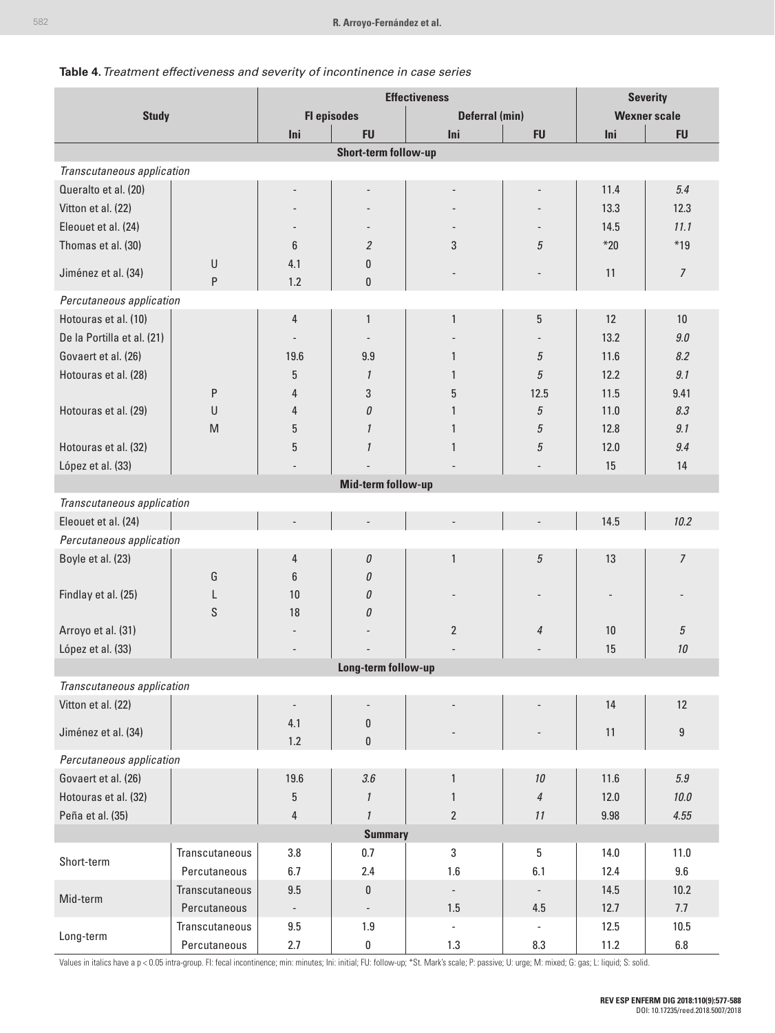**Table 4.** *Treatment effectiveness and severity of incontinence in case series*

| Study | | Effectiveness | | | | Severity | |
|---|---|---|---|---|---|---|---|
| | | FI episodes | | Deferral (min) | | Wexner scale | |
| | | Ini | FU | Ini | FU | Ini | FU |
| **Short-term follow-up** | | | | | | | |
| *Transcutaneous application* | | | | | | | |
| Queralto et al. (20) | | - | - | - | - | 11.4 | *5.4* |
| Vitton et al. (22) | | - | - | - | - | 13.3 | 12.3 |
| Eleouet et al. (24) | | - | - | - | - | 14.5 | *11.1* |
| Thomas et al. (30) | | 6 | *2* | 3 | *5* | *20 | *19 |
| Jiménez et al. (34) | U | 4.1 | 0 | - | - | 11 | *7* |
| | P | 1.2 | 0 | | | | |
| *Percutaneous application* | | | | | | | |
| Hotouras et al. (10) | | 4 | 1 | 1 | 5 | 12 | 10 |
| De la Portilla et al. (21) | | - | - | - | - | 13.2 | *9.0* |
| Govaert et al. (26) | | 19.6 | 9.9 | 1 | *5* | 11.6 | *8.2* |
| Hotouras et al. (28) | | 5 | *1* | 1 | *5* | 12.2 | *9.1* |
| Hotouras et al. (29) | P | 4 | 3 | 5 | 12.5 | 11.5 | 9.41 |
| | U | 4 | *0* | 1 | *5* | 11.0 | *8.3* |
| | M | 5 | *1* | 1 | *5* | 12.8 | *9.1* |
| Hotouras et al. (32) | | 5 | *1* | 1 | *5* | 12.0 | *9.4* |
| López et al. (33) | | - | - | - | - | 15 | 14 |
| **Mid-term follow-up** | | | | | | | |
| *Transcutaneous application* | | | | | | | |
| Eleouet et al. (24) | | - | - | - | - | 14.5 | *10.2* |
| *Percutaneous application* | | | | | | | |
| Boyle et al. (23) | | 4 | *0* | 1 | *5* | 13 | *7* |
| Findlay et al. (25) | G | 6 | *0* | - | - | - | - |
| | L | 10 | *0* | | | | |
| | S | 18 | *0* | | | | |
| Arroyo et al. (31) | | - | - | 2 | *4* | 10 | *5* |
| López et al. (33) | | - | - | - | - | 15 | *10* |
| **Long-term follow-up** | | | | | | | |
| *Transcutaneous application* | | | | | | | |
| Vitton et al. (22) | | - | - | - | - | 14 | 12 |
| Jiménez et al. (34) | | 4.1 | 0 | - | - | 11 | 9 |
| | | 1.2 | 0 | | | | |
| *Percutaneous application* | | | | | | | |
| Govaert et al. (26) | | 19.6 | *3.6* | 1 | *10* | 11.6 | *5.9* |
| Hotouras et al. (32) | | 5 | *1* | 1 | *4* | 12.0 | *10.0* |
| Peña et al. (35) | | 4 | *1* | 2 | *11* | 9.98 | *4.55* |
| **Summary** | | | | | | | |
| Short-term | Transcutaneous | 3.8 | 0.7 | 3 | 5 | 14.0 | 11.0 |
| | Percutaneous | 6.7 | 2.4 | 1.6 | 6.1 | 12.4 | 9.6 |
| Mid-term | Transcutaneous | 9.5 | 0 | - | - | 14.5 | 10.2 |
| | Percutaneous | - | - | 1.5 | 4.5 | 12.7 | 7.7 |
| Long-term | Transcutaneous | 9.5 | 1.9 | - | - | 12.5 | 10.5 |
| | Percutaneous | 2.7 | 0 | 1.3 | 8.3 | 11.2 | 6.8 |

Values in italics have a $p < 0.05$ intra-group. FI: fecal incontinence; min: minutes; Ini: initial; FU: follow-up; *St. Mark's scale; P: passive; U: urge; M: mixed; G: gas; L: liquid; S: solid.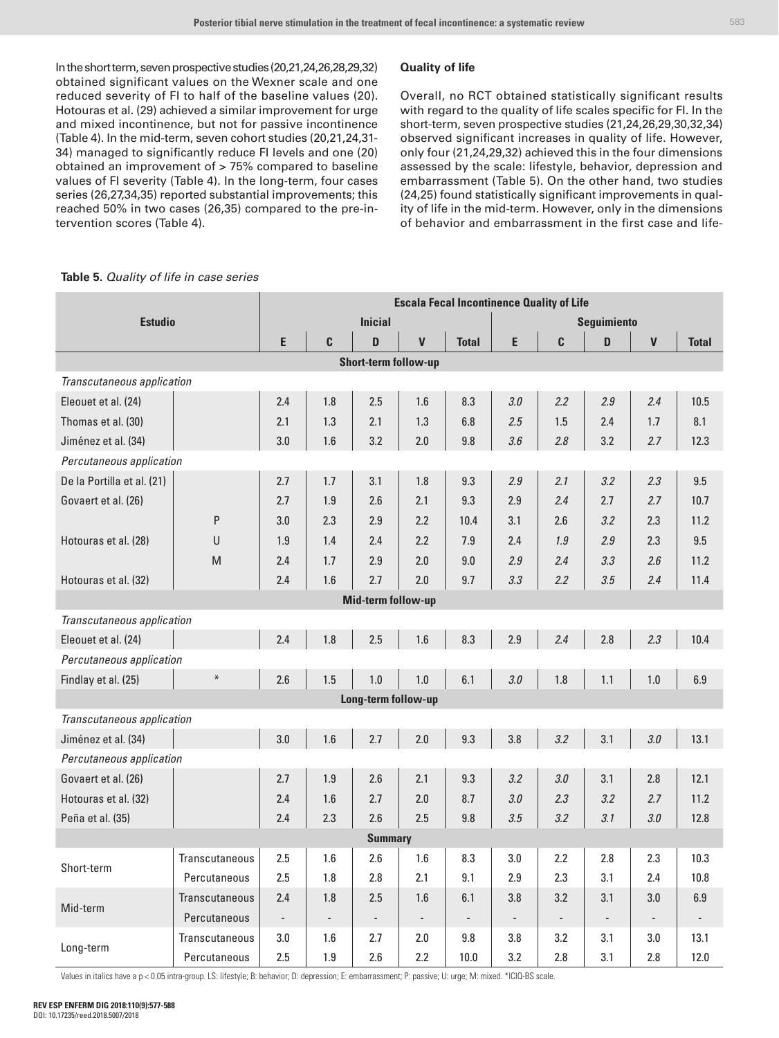In the short term, seven prospective studies (20,21,24,26,28,29,32) obtained significant values on the Wexner scale and one reduced severity of FI to half of the baseline values (20). Hotouras et al. (29) achieved a similar improvement for urge and mixed incontinence, but not for passive incontinence (Table 4). In the mid-term, seven cohort studies (20,21,24,31-34) managed to significantly reduce FI levels and one (20) obtained an improvement of > 75% compared to baseline values of FI severity (Table 4). In the long-term, four cases series (26,27,34,35) reported substantial improvements; this reached 50% in two cases (26,35) compared to the pre-intervention scores (Table 4).

### Quality of life

Overall, no RCT obtained statistically significant results with regard to the quality of life scales specific for FI. In the short-term, seven prospective studies (21,24,26,29,30,32,34) observed significant increases in quality of life. However, only four (21,24,29,32) achieved this in the four dimensions assessed by the scale: lifestyle, behavior, depression and embarrassment (Table 5). On the other hand, two studies (24,25) found statistically significant improvements in quality of life in the mid-term. However, only in the dimensions of behavior and embarrassment in the first case and life-

**Table 5.** *Quality of life in case series*

| Estudio | | Escala Fecal Incontinence Quality of Life | | | | | | | | | |
|---|---|---|---|---|---|---|---|---|---|---|---|
| | | Inicial | | | | | Seguimiento | | | | |
| | | E | C | D | V | Total | E | C | D | V | Total |
| **Short-term follow-up** | | | | | | | | | | | |
| *Transcutaneous application* | | | | | | | | | | | |
| Eleouet et al. (24) | | 2.4 | 1.8 | 2.5 | 1.6 | 8.3 | *3.0* | *2.2* | *2.9* | *2.4* | 10.5 |
| Thomas et al. (30) | | 2.1 | 1.3 | 2.1 | 1.3 | 6.8 | *2.5* | 1.5 | 2.4 | 1.7 | 8.1 |
| Jiménez et al. (34) | | 3.0 | 1.6 | 3.2 | 2.0 | 9.8 | *3.6* | *2.8* | 3.2 | *2.7* | 12.3 |
| *Percutaneous application* | | | | | | | | | | | |
| De la Portilla et al. (21) | | 2.7 | 1.7 | 3.1 | 1.8 | 9.3 | *2.9* | *2.1* | *3.2* | *2.3* | 9.5 |
| Govaert et al. (26) | | 2.7 | 1.9 | 2.6 | 2.1 | 9.3 | 2.9 | *2.4* | 2.7 | *2.7* | 10.7 |
| Hotouras et al. (28) | P | 3.0 | 2.3 | 2.9 | 2.2 | 10.4 | 3.1 | 2.6 | *3.2* | 2.3 | 11.2 |
| | U | 1.9 | 1.4 | 2.4 | 2.2 | 7.9 | 2.4 | *1.9* | *2.9* | 2.3 | 9.5 |
| | M | 2.4 | 1.7 | 2.9 | 2.0 | 9.0 | *2.9* | *2.4* | *3.3* | *2.6* | 11.2 |
| Hotouras et al. (32) | | 2.4 | 1.6 | 2.7 | 2.0 | 9.7 | *3.3* | *2.2* | *3.5* | *2.4* | 11.4 |
| **Mid-term follow-up** | | | | | | | | | | | |
| *Transcutaneous application* | | | | | | | | | | | |
| Eleouet et al. (24) | | 2.4 | 1.8 | 2.5 | 1.6 | 8.3 | 2.9 | *2.4* | 2.8 | *2.3* | 10.4 |
| *Percutaneous application* | | | | | | | | | | | |
| Findlay et al. (25) | * | 2.6 | 1.5 | 1.0 | 1.0 | 6.1 | *3.0* | 1.8 | 1.1 | 1.0 | 6.9 |
| **Long-term follow-up** | | | | | | | | | | | |
| *Transcutaneous application* | | | | | | | | | | | |
| Jiménez et al. (34) | | 3.0 | 1.6 | 2.7 | 2.0 | 9.3 | 3.8 | *3.2* | 3.1 | *3.0* | 13.1 |
| *Percutaneous application* | | | | | | | | | | | |
| Govaert et al. (26) | | 2.7 | 1.9 | 2.6 | 2.1 | 9.3 | *3.2* | *3.0* | 3.1 | 2.8 | 12.1 |
| Hotouras et al. (32) | | 2.4 | 1.6 | 2.7 | 2.0 | 8.7 | *3.0* | *2.3* | *3.2* | *2.7* | 11.2 |
| Peña et al. (35) | | 2.4 | 2.3 | 2.6 | 2.5 | 9.8 | *3.5* | *3.2* | *3.1* | *3.0* | 12.8 |
| **Summary** | | | | | | | | | | | |
| Short-term | Transcutaneous | 2.5 | 1.6 | 2.6 | 1.6 | 8.3 | 3.0 | 2.2 | 2.8 | 2.3 | 10.3 |
| | Percutaneous | 2.5 | 1.8 | 2.8 | 2.1 | 9.1 | 2.9 | 2.3 | 3.1 | 2.4 | 10.8 |
| Mid-term | Transcutaneous | 2.4 | 1.8 | 2.5 | 1.6 | 6.1 | 3.8 | 3.2 | 3.1 | 3.0 | 6.9 |
| | Percutaneous | - | - | - | - | - | - | - | - | - | - |
| Long-term | Transcutaneous | 3.0 | 1.6 | 2.7 | 2.0 | 9.8 | 3.8 | 3.2 | 3.1 | 3.0 | 13.1 |
| | Percutaneous | 2.5 | 1.9 | 2.6 | 2.2 | 10.0 | 3.2 | 2.8 | 3.1 | 2.8 | 12.0 |

Values in italics have a $p < 0.05$ intra-group. LS: lifestyle; B: behavior; D: depression; E: embarrassment; P: passive; U: urge; M: mixed. *ICIQ-BS scale.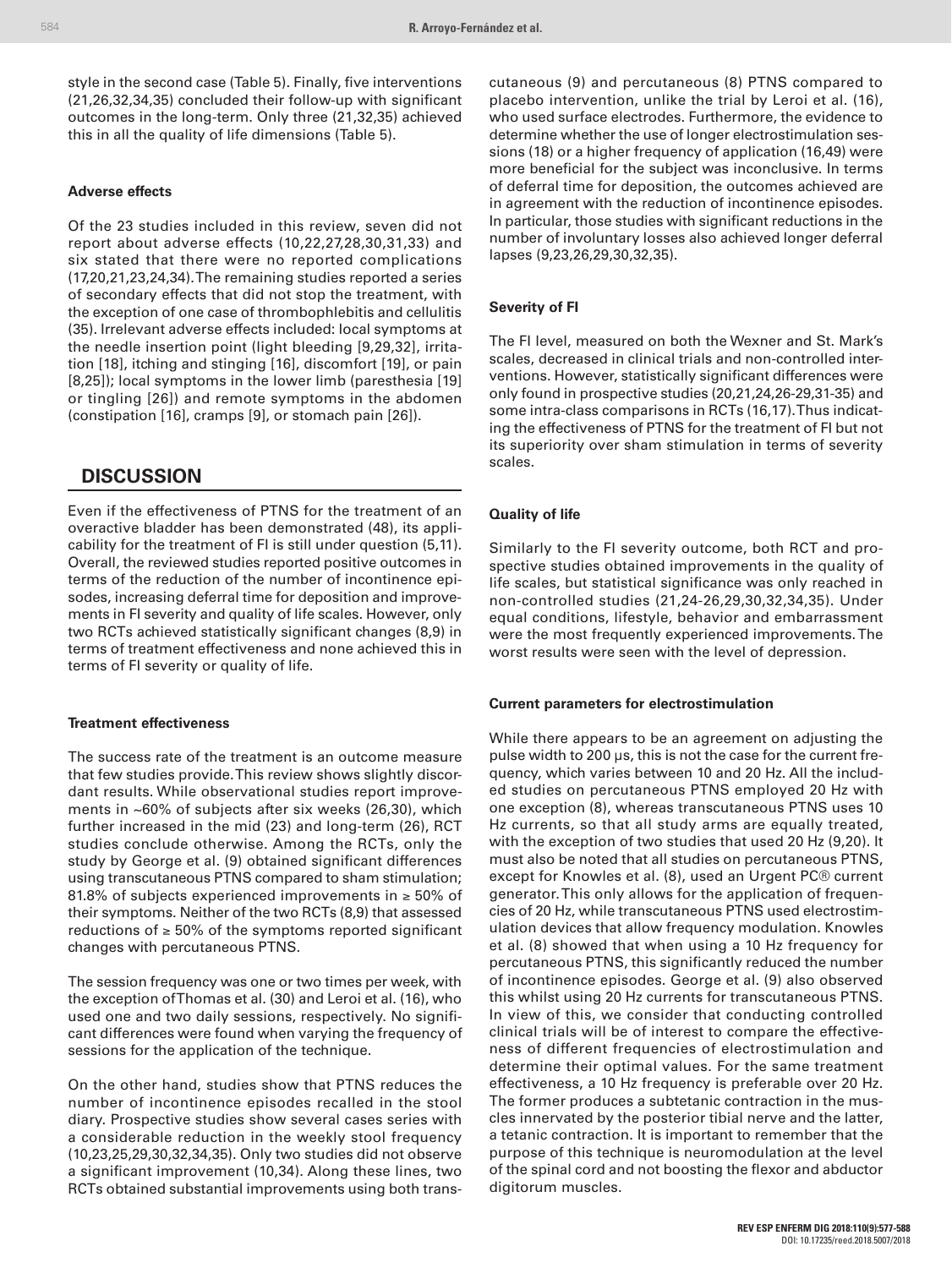style in the second case (Table 5). Finally, five interventions (21,26,32,34,35) concluded their follow-up with significant outcomes in the long-term. Only three (21,32,35) achieved this in all the quality of life dimensions (Table 5).

#### Adverse effects

Of the 23 studies included in this review, seven did not report about adverse effects (10,22,27,28,30,31,33) and six stated that there were no reported complications (17,20,21,23,24,34). The remaining studies reported a series of secondary effects that did not stop the treatment, with the exception of one case of thrombophlebitis and cellulitis (35). Irrelevant adverse effects included: local symptoms at the needle insertion point (light bleeding [9,29,32], irritation [18], itching and stinging [16], discomfort [19], or pain [8,25]); local symptoms in the lower limb (paresthesia [19] or tingling [26]) and remote symptoms in the abdomen (constipation [16], cramps [9], or stomach pain [26]).

## DISCUSSION

Even if the effectiveness of PTNS for the treatment of an overactive bladder has been demonstrated (48), its applicability for the treatment of FI is still under question (5,11). Overall, the reviewed studies reported positive outcomes in terms of the reduction of the number of incontinence episodes, increasing deferral time for deposition and improvements in FI severity and quality of life scales. However, only two RCTs achieved statistically significant changes (8,9) in terms of treatment effectiveness and none achieved this in terms of FI severity or quality of life.

#### Treatment effectiveness

The success rate of the treatment is an outcome measure that few studies provide. This review shows slightly discordant results. While observational studies report improvements in ~60% of subjects after six weeks (26,30), which further increased in the mid (23) and long-term (26), RCT studies conclude otherwise. Among the RCTs, only the study by George et al. (9) obtained significant differences using transcutaneous PTNS compared to sham stimulation; 81.8% of subjects experienced improvements in ≥ 50% of their symptoms. Neither of the two RCTs (8,9) that assessed reductions of ≥ 50% of the symptoms reported significant changes with percutaneous PTNS.

The session frequency was one or two times per week, with the exception of Thomas et al. (30) and Leroi et al. (16), who used one and two daily sessions, respectively. No significant differences were found when varying the frequency of sessions for the application of the technique.

On the other hand, studies show that PTNS reduces the number of incontinence episodes recalled in the stool diary. Prospective studies show several cases series with a considerable reduction in the weekly stool frequency (10,23,25,29,30,32,34,35). Only two studies did not observe a significant improvement (10,34). Along these lines, two RCTs obtained substantial improvements using both transcutaneous (9) and percutaneous (8) PTNS compared to placebo intervention, unlike the trial by Leroi et al. (16), who used surface electrodes. Furthermore, the evidence to determine whether the use of longer electrostimulation sessions (18) or a higher frequency of application (16,49) were more beneficial for the subject was inconclusive. In terms of deferral time for deposition, the outcomes achieved are in agreement with the reduction of incontinence episodes. In particular, those studies with significant reductions in the number of involuntary losses also achieved longer deferral lapses (9,23,26,29,30,32,35).

#### Severity of FI

The FI level, measured on both the Wexner and St. Mark's scales, decreased in clinical trials and non-controlled interventions. However, statistically significant differences were only found in prospective studies (20,21,24,26-29,31-35) and some intra-class comparisons in RCTs (16,17). Thus indicating the effectiveness of PTNS for the treatment of FI but not its superiority over sham stimulation in terms of severity scales.

#### Quality of life

Similarly to the FI severity outcome, both RCT and prospective studies obtained improvements in the quality of life scales, but statistical significance was only reached in non-controlled studies (21,24-26,29,30,32,34,35). Under equal conditions, lifestyle, behavior and embarrassment were the most frequently experienced improvements. The worst results were seen with the level of depression.

#### Current parameters for electrostimulation

While there appears to be an agreement on adjusting the pulse width to 200 µs, this is not the case for the current frequency, which varies between 10 and 20 Hz. All the included studies on percutaneous PTNS employed 20 Hz with one exception (8), whereas transcutaneous PTNS uses 10 Hz currents, so that all study arms are equally treated, with the exception of two studies that used 20 Hz (9,20). It must also be noted that all studies on percutaneous PTNS, except for Knowles et al. (8), used an Urgent PC® current generator. This only allows for the application of frequencies of 20 Hz, while transcutaneous PTNS used electrostimulation devices that allow frequency modulation. Knowles et al. (8) showed that when using a 10 Hz frequency for percutaneous PTNS, this significantly reduced the number of incontinence episodes. George et al. (9) also observed this whilst using 20 Hz currents for transcutaneous PTNS. In view of this, we consider that conducting controlled clinical trials will be of interest to compare the effectiveness of different frequencies of electrostimulation and determine their optimal values. For the same treatment effectiveness, a 10 Hz frequency is preferable over 20 Hz. The former produces a subtetanic contraction in the muscles innervated by the posterior tibial nerve and the latter, a tetanic contraction. It is important to remember that the purpose of this technique is neuromodulation at the level of the spinal cord and not boosting the flexor and abductor digitorum muscles.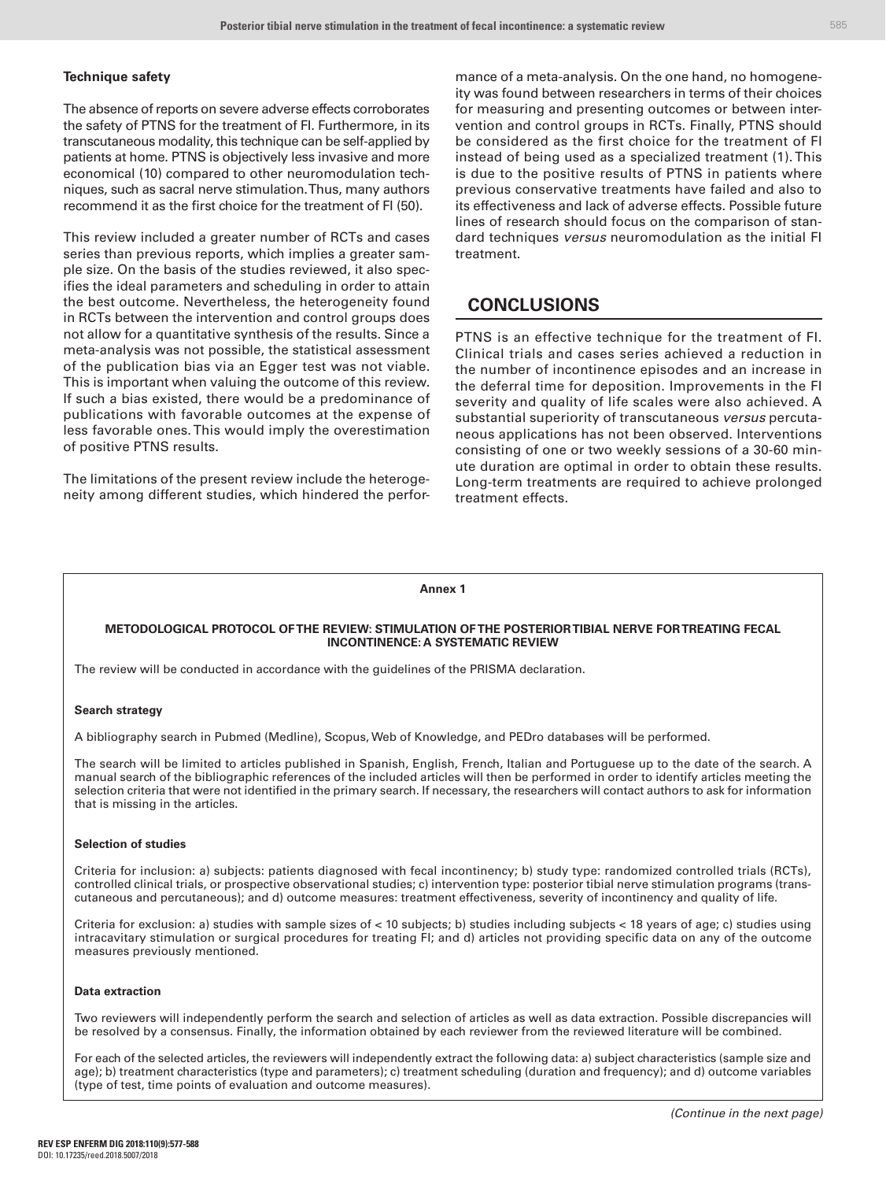#### Technique safety

The absence of reports on severe adverse effects corroborates the safety of PTNS for the treatment of FI. Furthermore, in its transcutaneous modality, this technique can be self-applied by patients at home. PTNS is objectively less invasive and more economical (10) compared to other neuromodulation techniques, such as sacral nerve stimulation. Thus, many authors recommend it as the first choice for the treatment of FI (50).

This review included a greater number of RCTs and cases series than previous reports, which implies a greater sample size. On the basis of the studies reviewed, it also specifies the ideal parameters and scheduling in order to attain the best outcome. Nevertheless, the heterogeneity found in RCTs between the intervention and control groups does not allow for a quantitative synthesis of the results. Since a meta-analysis was not possible, the statistical assessment of the publication bias via an Egger test was not viable. This is important when valuing the outcome of this review. If such a bias existed, there would be a predominance of publications with favorable outcomes at the expense of less favorable ones. This would imply the overestimation of positive PTNS results.

The limitations of the present review include the heterogeneity among different studies, which hindered the performance of a meta-analysis. On the one hand, no homogeneity was found between researchers in terms of their choices for measuring and presenting outcomes or between intervention and control groups in RCTs. Finally, PTNS should be considered as the first choice for the treatment of FI instead of being used as a specialized treatment (1). This is due to the positive results of PTNS in patients where previous conservative treatments have failed and also to its effectiveness and lack of adverse effects. Possible future lines of research should focus on the comparison of standard techniques *versus* neuromodulation as the initial FI treatment.

## CONCLUSIONS

PTNS is an effective technique for the treatment of FI. Clinical trials and cases series achieved a reduction in the number of incontinence episodes and an increase in the deferral time for deposition. Improvements in the FI severity and quality of life scales were also achieved. A substantial superiority of transcutaneous *versus* percutaneous applications has not been observed. Interventions consisting of one or two weekly sessions of a 30-60 minute duration are optimal in order to obtain these results. Long-term treatments are required to achieve prolonged treatment effects.

**Annex 1**

**METODOLOGICAL PROTOCOL OF THE REVIEW: STIMULATION OF THE POSTERIOR TIBIAL NERVE FOR TREATING FECAL INCONTINENCE: A SYSTEMATIC REVIEW**

The review will be conducted in accordance with the guidelines of the PRISMA declaration.

**Search strategy**

A bibliography search in Pubmed (Medline), Scopus, Web of Knowledge, and PEDro databases will be performed.

The search will be limited to articles published in Spanish, English, French, Italian and Portuguese up to the date of the search. A manual search of the bibliographic references of the included articles will then be performed in order to identify articles meeting the selection criteria that were not identified in the primary search. If necessary, the researchers will contact authors to ask for information that is missing in the articles.

**Selection of studies**

Criteria for inclusion: a) subjects: patients diagnosed with fecal incontinency; b) study type: randomized controlled trials (RCTs), controlled clinical trials, or prospective observational studies; c) intervention type: posterior tibial nerve stimulation programs (transcutaneous and percutaneous); and d) outcome measures: treatment effectiveness, severity of incontinency and quality of life.

Criteria for exclusion: a) studies with sample sizes of < 10 subjects; b) studies including subjects < 18 years of age; c) studies using intracavitary stimulation or surgical procedures for treating FI; and d) articles not providing specific data on any of the outcome measures previously mentioned.

**Data extraction**

Two reviewers will independently perform the search and selection of articles as well as data extraction. Possible discrepancies will be resolved by a consensus. Finally, the information obtained by each reviewer from the reviewed literature will be combined.

For each of the selected articles, the reviewers will independently extract the following data: a) subject characteristics (sample size and age); b) treatment characteristics (type and parameters); c) treatment scheduling (duration and frequency); and d) outcome variables (type of test, time points of evaluation and outcome measures).

*(Continue in the next page)*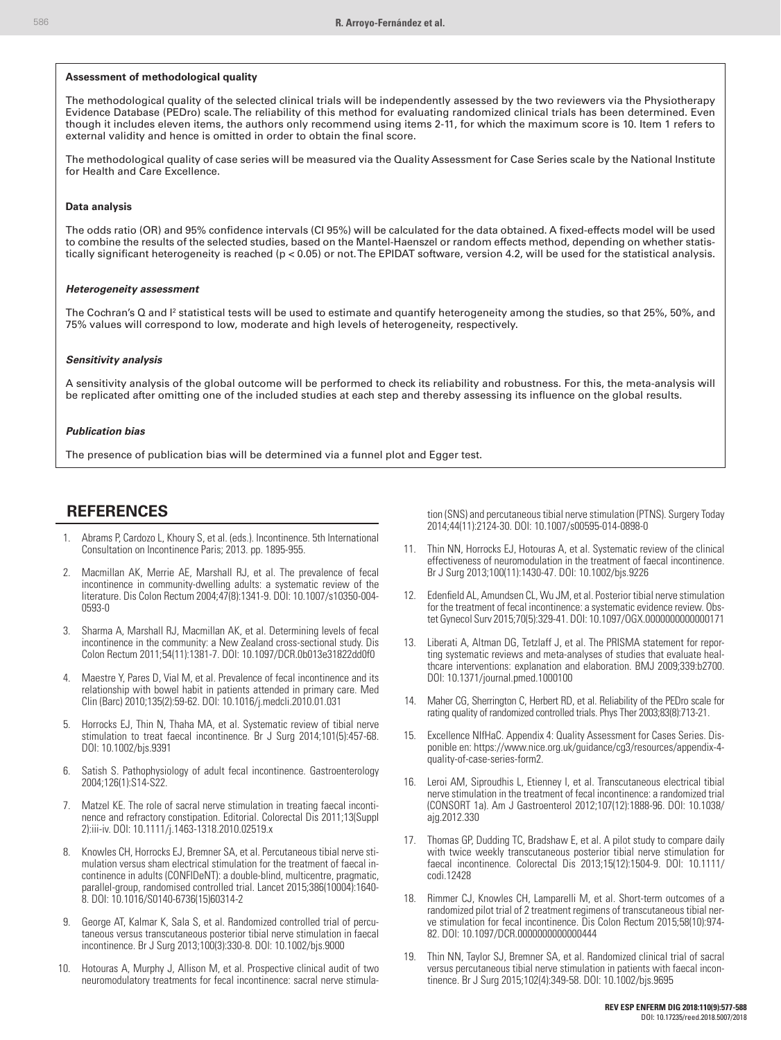**Assessment of methodological quality**

The methodological quality of the selected clinical trials will be independently assessed by the two reviewers via the Physiotherapy Evidence Database (PEDro) scale. The reliability of this method for evaluating randomized clinical trials has been determined. Even though it includes eleven items, the authors only recommend using items 2-11, for which the maximum score is 10. Item 1 refers to external validity and hence is omitted in order to obtain the final score.

The methodological quality of case series will be measured via the Quality Assessment for Case Series scale by the National Institute for Health and Care Excellence.

**Data analysis**

The odds ratio (OR) and 95% confidence intervals (CI 95%) will be calculated for the data obtained. A fixed-effects model will be used to combine the results of the selected studies, based on the Mantel-Haenszel or random effects method, depending on whether statistically significant heterogeneity is reached ($p < 0.05$) or not. The EPIDAT software, version 4.2, will be used for the statistical analysis.

***Heterogeneity assessment***

The Cochran's Q and $I^2$ statistical tests will be used to estimate and quantify heterogeneity among the studies, so that 25%, 50%, and 75% values will correspond to low, moderate and high levels of heterogeneity, respectively.

***Sensitivity analysis***

A sensitivity analysis of the global outcome will be performed to check its reliability and robustness. For this, the meta-analysis will be replicated after omitting one of the included studies at each step and thereby assessing its influence on the global results.

***Publication bias***

The presence of publication bias will be determined via a funnel plot and Egger test.

## REFERENCES

1. Abrams P, Cardozo L, Khoury S, et al. (eds.). Incontinence. 5th International Consultation on Incontinence Paris; 2013. pp. 1895-955.
2. Macmillan AK, Merrie AE, Marshall RJ, et al. The prevalence of fecal incontinence in community-dwelling adults: a systematic review of the literature. Dis Colon Rectum 2004;47(8):1341-9. DOI: 10.1007/s10350-004-0593-0
3. Sharma A, Marshall RJ, Macmillan AK, et al. Determining levels of fecal incontinence in the community: a New Zealand cross-sectional study. Dis Colon Rectum 2011;54(11):1381-7. DOI: 10.1097/DCR.0b013e31822dd0f0
4. Maestre Y, Pares D, Vial M, et al. Prevalence of fecal incontinence and its relationship with bowel habit in patients attended in primary care. Med Clin (Barc) 2010;135(2):59-62. DOI: 10.1016/j.medcli.2010.01.031
5. Horrocks EJ, Thin N, Thaha MA, et al. Systematic review of tibial nerve stimulation to treat faecal incontinence. Br J Surg 2014;101(5):457-68. DOI: 10.1002/bjs.9391
6. Satish S. Pathophysiology of adult fecal incontinence. Gastroenterology 2004;126(1):S14-S22.
7. Matzel KE. The role of sacral nerve stimulation in treating faecal incontinence and refractory constipation. Editorial. Colorectal Dis 2011;13(Suppl 2):iii-iv. DOI: 10.1111/j.1463-1318.2010.02519.x
8. Knowles CH, Horrocks EJ, Bremner SA, et al. Percutaneous tibial nerve stimulation versus sham electrical stimulation for the treatment of faecal incontinence in adults (CONFIDeNT): a double-blind, multicentre, pragmatic, parallel-group, randomised controlled trial. Lancet 2015;386(10004):1640-8. DOI: 10.1016/S0140-6736(15)60314-2
9. George AT, Kalmar K, Sala S, et al. Randomized controlled trial of percutaneous versus transcutaneous posterior tibial nerve stimulation in faecal incontinence. Br J Surg 2013;100(3):330-8. DOI: 10.1002/bjs.9000
10. Hotouras A, Murphy J, Allison M, et al. Prospective clinical audit of two neuromodulatory treatments for fecal incontinence: sacral nerve stimulation (SNS) and percutaneous tibial nerve stimulation (PTNS). Surgery Today 2014;44(11):2124-30. DOI: 10.1007/s00595-014-0898-0
11. Thin NN, Horrocks EJ, Hotouras A, et al. Systematic review of the clinical effectiveness of neuromodulation in the treatment of faecal incontinence. Br J Surg 2013;100(11):1430-47. DOI: 10.1002/bjs.9226
12. Edenfield AL, Amundsen CL, Wu JM, et al. Posterior tibial nerve stimulation for the treatment of fecal incontinence: a systematic evidence review. Obstet Gynecol Surv 2015;70(5):329-41. DOI: 10.1097/OGX.0000000000000171
13. Liberati A, Altman DG, Tetzlaff J, et al. The PRISMA statement for reporting systematic reviews and meta-analyses of studies that evaluate healthcare interventions: explanation and elaboration. BMJ 2009;339:b2700. DOI: 10.1371/journal.pmed.1000100
14. Maher CG, Sherrington C, Herbert RD, et al. Reliability of the PEDro scale for rating quality of randomized controlled trials. Phys Ther 2003;83(8):713-21.
15. Excellence NIfHaC. Appendix 4: Quality Assessment for Cases Series. Disponible en: https://www.nice.org.uk/guidance/cg3/resources/appendix-4-quality-of-case-series-form2.
16. Leroi AM, Siproudhis L, Etienney I, et al. Transcutaneous electrical tibial nerve stimulation in the treatment of fecal incontinence: a randomized trial (CONSORT 1a). Am J Gastroenterol 2012;107(12):1888-96. DOI: 10.1038/ajg.2012.330
17. Thomas GP, Dudding TC, Bradshaw E, et al. A pilot study to compare daily with twice weekly transcutaneous posterior tibial nerve stimulation for faecal incontinence. Colorectal Dis 2013;15(12):1504-9. DOI: 10.1111/codi.12428
18. Rimmer CJ, Knowles CH, Lamparelli M, et al. Short-term outcomes of a randomized pilot trial of 2 treatment regimens of transcutaneous tibial nerve stimulation for fecal incontinence. Dis Colon Rectum 2015;58(10):974-82. DOI: 10.1097/DCR.0000000000000444
19. Thin NN, Taylor SJ, Bremner SA, et al. Randomized clinical trial of sacral versus percutaneous tibial nerve stimulation in patients with faecal incontinence. Br J Surg 2015;102(4):349-58. DOI: 10.1002/bjs.9695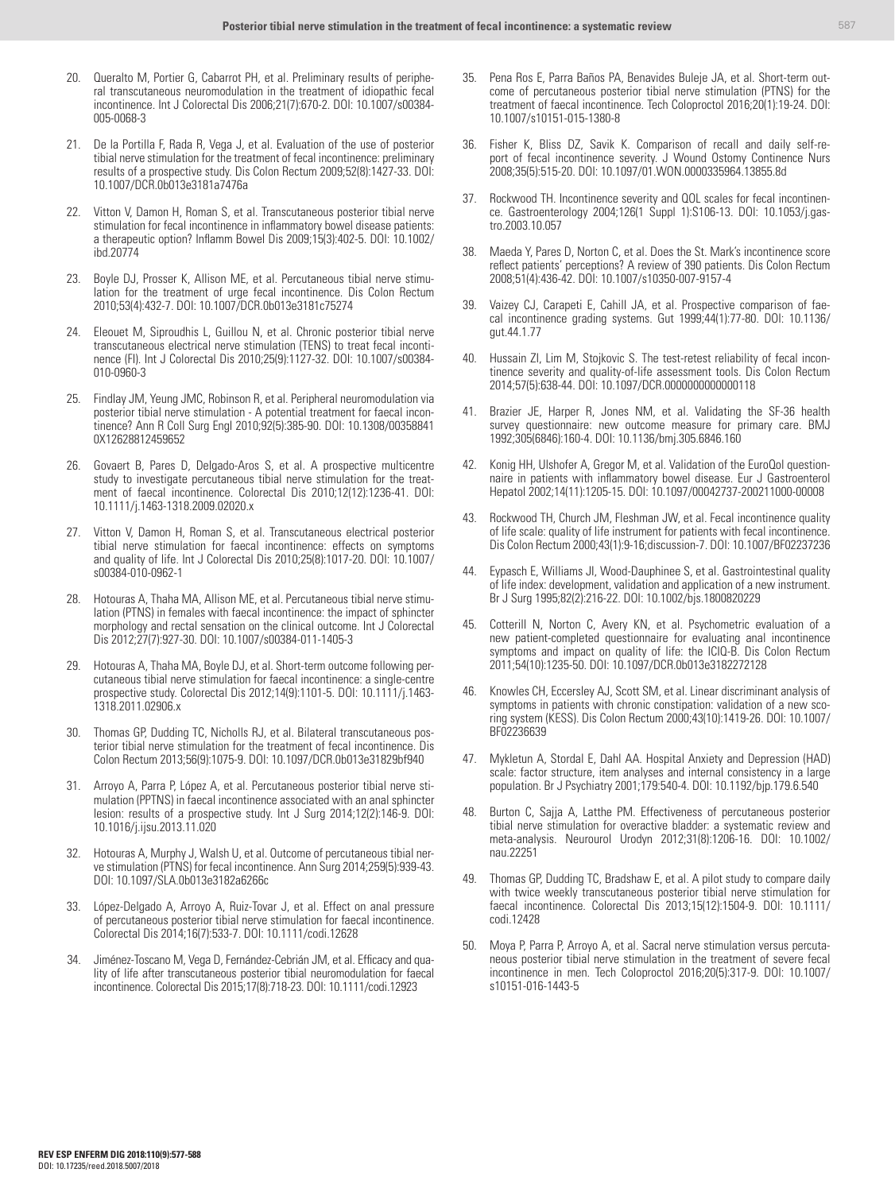20. Queralto M, Portier G, Cabarrot PH, et al. Preliminary results of peripheral transcutaneous neuromodulation in the treatment of idiopathic fecal incontinence. Int J Colorectal Dis 2006;21(7):670-2. DOI: 10.1007/s00384-005-0068-3

21. De la Portilla F, Rada R, Vega J, et al. Evaluation of the use of posterior tibial nerve stimulation for the treatment of fecal incontinence: preliminary results of a prospective study. Dis Colon Rectum 2009;52(8):1427-33. DOI: 10.1007/DCR.0b013e3181a7476a

22. Vitton V, Damon H, Roman S, et al. Transcutaneous posterior tibial nerve stimulation for fecal incontinence in inflammatory bowel disease patients: a therapeutic option? Inflamm Bowel Dis 2009;15(3):402-5. DOI: 10.1002/ibd.20774

23. Boyle DJ, Prosser K, Allison ME, et al. Percutaneous tibial nerve stimulation for the treatment of urge fecal incontinence. Dis Colon Rectum 2010;53(4):432-7. DOI: 10.1007/DCR.0b013e3181c75274

24. Eleouet M, Siproudhis L, Guillou N, et al. Chronic posterior tibial nerve transcutaneous electrical nerve stimulation (TENS) to treat fecal incontinence (FI). Int J Colorectal Dis 2010;25(9):1127-32. DOI: 10.1007/s00384-010-0960-3

25. Findlay JM, Yeung JMC, Robinson R, et al. Peripheral neuromodulation via posterior tibial nerve stimulation - A potential treatment for faecal incontinence? Ann R Coll Surg Engl 2010;92(5):385-90. DOI: 10.1308/003588410X12628812459652

26. Govaert B, Pares D, Delgado-Aros S, et al. A prospective multicentre study to investigate percutaneous tibial nerve stimulation for the treatment of faecal incontinence. Colorectal Dis 2010;12(12):1236-41. DOI: 10.1111/j.1463-1318.2009.02020.x

27. Vitton V, Damon H, Roman S, et al. Transcutaneous electrical posterior tibial nerve stimulation for faecal incontinence: effects on symptoms and quality of life. Int J Colorectal Dis 2010;25(8):1017-20. DOI: 10.1007/s00384-010-0962-1

28. Hotouras A, Thaha MA, Allison ME, et al. Percutaneous tibial nerve stimulation (PTNS) in females with faecal incontinence: the impact of sphincter morphology and rectal sensation on the clinical outcome. Int J Colorectal Dis 2012;27(7):927-30. DOI: 10.1007/s00384-011-1405-3

29. Hotouras A, Thaha MA, Boyle DJ, et al. Short-term outcome following percutaneous tibial nerve stimulation for faecal incontinence: a single-centre prospective study. Colorectal Dis 2012;14(9):1101-5. DOI: 10.1111/j.1463-1318.2011.02906.x

30. Thomas GP, Dudding TC, Nicholls RJ, et al. Bilateral transcutaneous posterior tibial nerve stimulation for the treatment of fecal incontinence. Dis Colon Rectum 2013;56(9):1075-9. DOI: 10.1097/DCR.0b013e31829bf940

31. Arroyo A, Parra P, López A, et al. Percutaneous posterior tibial nerve stimulation (PPTNS) in faecal incontinence associated with an anal sphincter lesion: results of a prospective study. Int J Surg 2014;12(2):146-9. DOI: 10.1016/j.ijsu.2013.11.020

32. Hotouras A, Murphy J, Walsh U, et al. Outcome of percutaneous tibial nerve stimulation (PTNS) for fecal incontinence. Ann Surg 2014;259(5):939-43. DOI: 10.1097/SLA.0b013e3182a6266c

33. López-Delgado A, Arroyo A, Ruiz-Tovar J, et al. Effect on anal pressure of percutaneous posterior tibial nerve stimulation for faecal incontinence. Colorectal Dis 2014;16(7):533-7. DOI: 10.1111/codi.12628

34. Jiménez-Toscano M, Vega D, Fernández-Cebrián JM, et al. Efficacy and quality of life after transcutaneous posterior tibial neuromodulation for faecal incontinence. Colorectal Dis 2015;17(8):718-23. DOI: 10.1111/codi.12923

35. Pena Ros E, Parra Baños PA, Benavides Buleje JA, et al. Short-term outcome of percutaneous posterior tibial nerve stimulation (PTNS) for the treatment of faecal incontinence. Tech Coloproctol 2016;20(1):19-24. DOI: 10.1007/s10151-015-1380-8

36. Fisher K, Bliss DZ, Savik K. Comparison of recall and daily self-report of fecal incontinence severity. J Wound Ostomy Continence Nurs 2008;35(5):515-20. DOI: 10.1097/01.WON.0000335964.13855.8d

37. Rockwood TH. Incontinence severity and QOL scales for fecal incontinence. Gastroenterology 2004;126(1 Suppl 1):S106-13. DOI: 10.1053/j.gastro.2003.10.057

38. Maeda Y, Pares D, Norton C, et al. Does the St. Mark's incontinence score reflect patients' perceptions? A review of 390 patients. Dis Colon Rectum 2008;51(4):436-42. DOI: 10.1007/s10350-007-9157-4

39. Vaizey CJ, Carapeti E, Cahill JA, et al. Prospective comparison of faecal incontinence grading systems. Gut 1999;44(1):77-80. DOI: 10.1136/gut.44.1.77

40. Hussain ZI, Lim M, Stojkovic S. The test-retest reliability of fecal incontinence severity and quality-of-life assessment tools. Dis Colon Rectum 2014;57(5):638-44. DOI: 10.1097/DCR.0000000000000118

41. Brazier JE, Harper R, Jones NM, et al. Validating the SF-36 health survey questionnaire: new outcome measure for primary care. BMJ 1992;305(6846):160-4. DOI: 10.1136/bmj.305.6846.160

42. Konig HH, Ulshofer A, Gregor M, et al. Validation of the EuroQol questionnaire in patients with inflammatory bowel disease. Eur J Gastroenterol Hepatol 2002;14(11):1205-15. DOI: 10.1097/00042737-200211000-00008

43. Rockwood TH, Church JM, Fleshman JW, et al. Fecal incontinence quality of life scale: quality of life instrument for patients with fecal incontinence. Dis Colon Rectum 2000;43(1):9-16;discussion-7. DOI: 10.1007/BF02237236

44. Eypasch E, Williams JI, Wood-Dauphinee S, et al. Gastrointestinal quality of life index: development, validation and application of a new instrument. Br J Surg 1995;82(2):216-22. DOI: 10.1002/bjs.1800820229

45. Cotterill N, Norton C, Avery KN, et al. Psychometric evaluation of a new patient-completed questionnaire for evaluating anal incontinence symptoms and impact on quality of life: the ICIQ-B. Dis Colon Rectum 2011;54(10):1235-50. DOI: 10.1097/DCR.0b013e3182272128

46. Knowles CH, Eccersley AJ, Scott SM, et al. Linear discriminant analysis of symptoms in patients with chronic constipation: validation of a new scoring system (KESS). Dis Colon Rectum 2000;43(10):1419-26. DOI: 10.1007/BF02236639

47. Mykletun A, Stordal E, Dahl AA. Hospital Anxiety and Depression (HAD) scale: factor structure, item analyses and internal consistency in a large population. Br J Psychiatry 2001;179:540-4. DOI: 10.1192/bjp.179.6.540

48. Burton C, Sajja A, Latthe PM. Effectiveness of percutaneous posterior tibial nerve stimulation for overactive bladder: a systematic review and meta-analysis. Neurourol Urodyn 2012;31(8):1206-16. DOI: 10.1002/nau.22251

49. Thomas GP, Dudding TC, Bradshaw E, et al. A pilot study to compare daily with twice weekly transcutaneous posterior tibial nerve stimulation for faecal incontinence. Colorectal Dis 2013;15(12):1504-9. DOI: 10.1111/codi.12428

50. Moya P, Parra P, Arroyo A, et al. Sacral nerve stimulation versus percutaneous posterior tibial nerve stimulation in the treatment of severe fecal incontinence in men. Tech Coloproctol 2016;20(5):317-9. DOI: 10.1007/s10151-016-1443-5